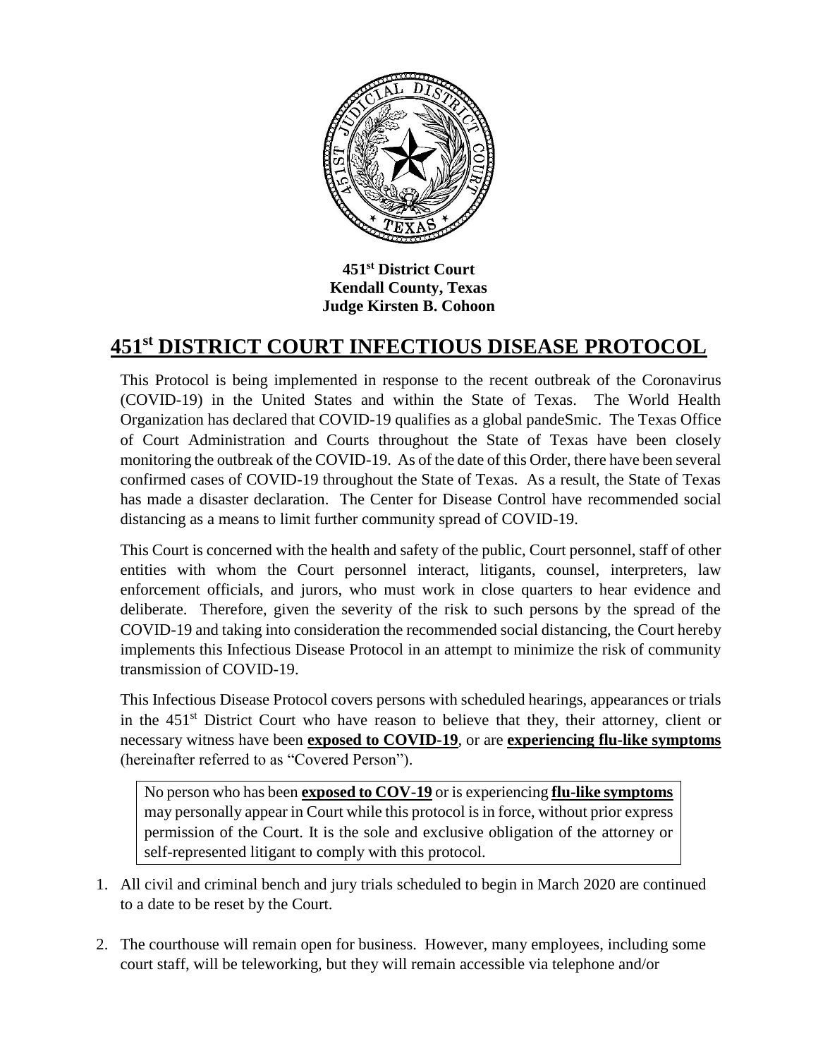**451st District Court**
**Kendall County, Texas**
**Judge Kirsten B. Cohoon**

# 451st DISTRICT COURT INFECTIOUS DISEASE PROTOCOL

This Protocol is being implemented in response to the recent outbreak of the Coronavirus (COVID-19) in the United States and within the State of Texas. The World Health Organization has declared that COVID-19 qualifies as a global pandeSmic. The Texas Office of Court Administration and Courts throughout the State of Texas have been closely monitoring the outbreak of the COVID-19. As of the date of this Order, there have been several confirmed cases of COVID-19 throughout the State of Texas. As a result, the State of Texas has made a disaster declaration. The Center for Disease Control have recommended social distancing as a means to limit further community spread of COVID-19.

This Court is concerned with the health and safety of the public, Court personnel, staff of other entities with whom the Court personnel interact, litigants, counsel, interpreters, law enforcement officials, and jurors, who must work in close quarters to hear evidence and deliberate. Therefore, given the severity of the risk to such persons by the spread of the COVID-19 and taking into consideration the recommended social distancing, the Court hereby implements this Infectious Disease Protocol in an attempt to minimize the risk of community transmission of COVID-19.

This Infectious Disease Protocol covers persons with scheduled hearings, appearances or trials in the 451st District Court who have reason to believe that they, their attorney, client or necessary witness have been **exposed to COVID-19**, or are **experiencing flu-like symptoms** (hereinafter referred to as "Covered Person").

> No person who has been **exposed to COV-19** or is experiencing **flu-like symptoms** may personally appear in Court while this protocol is in force, without prior express permission of the Court. It is the sole and exclusive obligation of the attorney or self-represented litigant to comply with this protocol.

1. All civil and criminal bench and jury trials scheduled to begin in March 2020 are continued to a date to be reset by the Court.

2. The courthouse will remain open for business. However, many employees, including some court staff, will be teleworking, but they will remain accessible via telephone and/or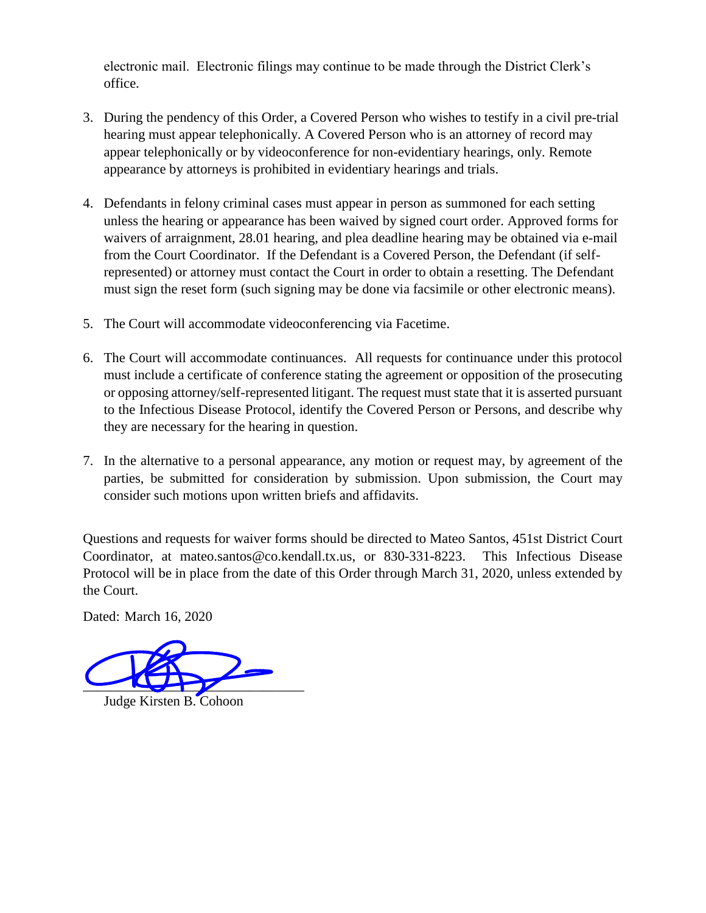electronic mail. Electronic filings may continue to be made through the District Clerk's office.

3. During the pendency of this Order, a Covered Person who wishes to testify in a civil pre-trial hearing must appear telephonically. A Covered Person who is an attorney of record may appear telephonically or by videoconference for non-evidentiary hearings, only. Remote appearance by attorneys is prohibited in evidentiary hearings and trials.

4. Defendants in felony criminal cases must appear in person as summoned for each setting unless the hearing or appearance has been waived by signed court order. Approved forms for waivers of arraignment, 28.01 hearing, and plea deadline hearing may be obtained via e-mail from the Court Coordinator. If the Defendant is a Covered Person, the Defendant (if self-represented) or attorney must contact the Court in order to obtain a resetting. The Defendant must sign the reset form (such signing may be done via facsimile or other electronic means).

5. The Court will accommodate videoconferencing via Facetime.

6. The Court will accommodate continuances. All requests for continuance under this protocol must include a certificate of conference stating the agreement or opposition of the prosecuting or opposing attorney/self-represented litigant. The request must state that it is asserted pursuant to the Infectious Disease Protocol, identify the Covered Person or Persons, and describe why they are necessary for the hearing in question.

7. In the alternative to a personal appearance, any motion or request may, by agreement of the parties, be submitted for consideration by submission. Upon submission, the Court may consider such motions upon written briefs and affidavits.

Questions and requests for waiver forms should be directed to Mateo Santos, 451st District Court Coordinator, at mateo.santos@co.kendall.tx.us, or 830-331-8223. This Infectious Disease Protocol will be in place from the date of this Order through March 31, 2020, unless extended by the Court.

Dated: March 16, 2020

\_\_\_\_\_\_\_\_\_\_\_\_\_\_\_\_\_\_\_\_\_\_\_\_\_\_\_\_\_\_\_\_

Judge Kirsten B. Cohoon